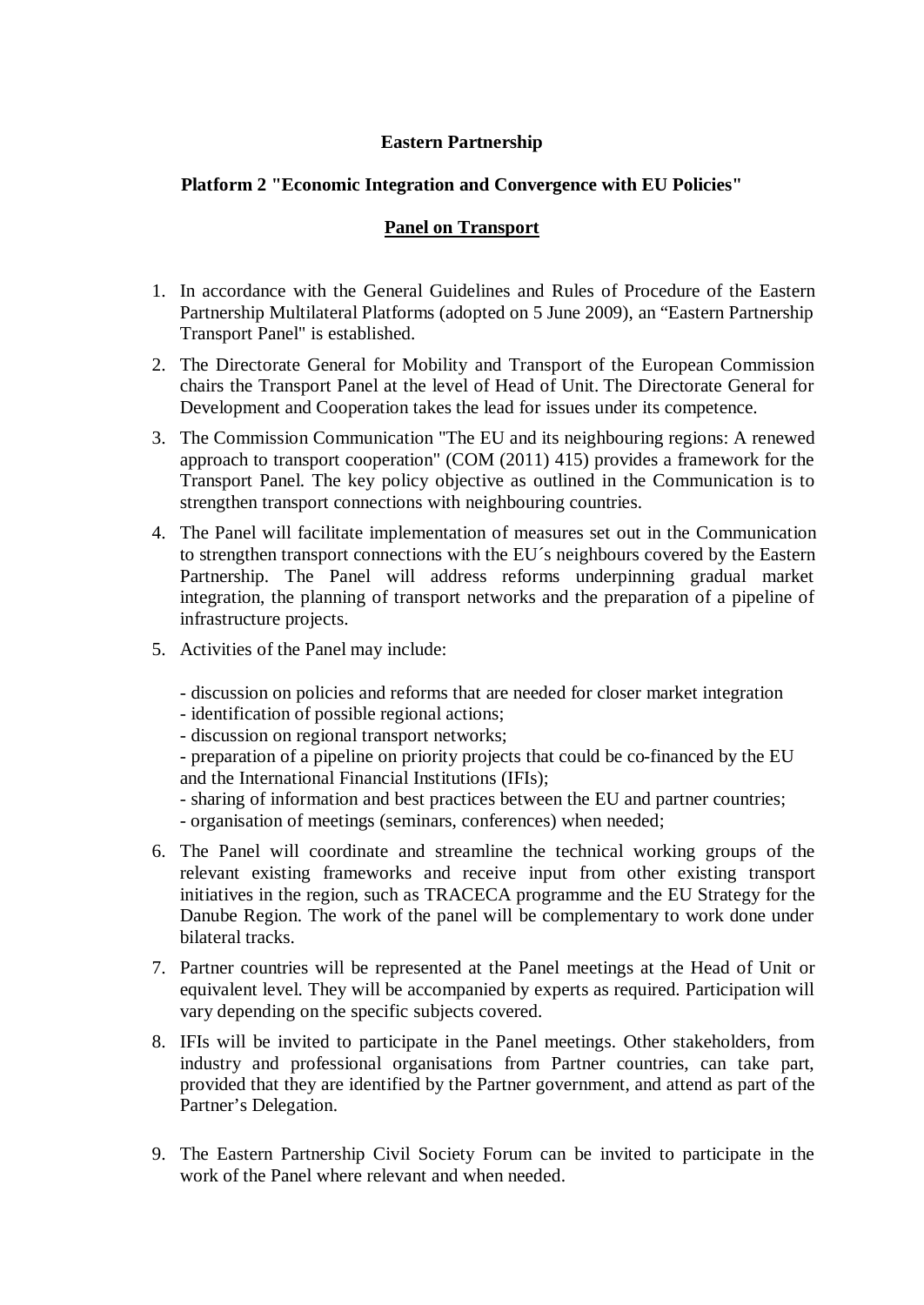**Eastern Partnership**

**Platform 2 "Economic Integration and Convergence with EU Policies"**

**Panel on Transport**

1. In accordance with the General Guidelines and Rules of Procedure of the Eastern Partnership Multilateral Platforms (adopted on 5 June 2009), an "Eastern Partnership Transport Panel" is established.

2. The Directorate General for Mobility and Transport of the European Commission chairs the Transport Panel at the level of Head of Unit. The Directorate General for Development and Cooperation takes the lead for issues under its competence.

3. The Commission Communication "The EU and its neighbouring regions: A renewed approach to transport cooperation" (COM (2011) 415) provides a framework for the Transport Panel. The key policy objective as outlined in the Communication is to strengthen transport connections with neighbouring countries.

4. The Panel will facilitate implementation of measures set out in the Communication to strengthen transport connections with the EU´s neighbours covered by the Eastern Partnership. The Panel will address reforms underpinning gradual market integration, the planning of transport networks and the preparation of a pipeline of infrastructure projects.

5. Activities of the Panel may include:

   - discussion on policies and reforms that are needed for closer market integration
   - identification of possible regional actions;
   - discussion on regional transport networks;
   - preparation of a pipeline on priority projects that could be co-financed by the EU and the International Financial Institutions (IFIs);
   - sharing of information and best practices between the EU and partner countries;
   - organisation of meetings (seminars, conferences) when needed;

6. The Panel will coordinate and streamline the technical working groups of the relevant existing frameworks and receive input from other existing transport initiatives in the region, such as TRACECA programme and the EU Strategy for the Danube Region. The work of the panel will be complementary to work done under bilateral tracks.

7. Partner countries will be represented at the Panel meetings at the Head of Unit or equivalent level. They will be accompanied by experts as required. Participation will vary depending on the specific subjects covered.

8. IFIs will be invited to participate in the Panel meetings. Other stakeholders, from industry and professional organisations from Partner countries, can take part, provided that they are identified by the Partner government, and attend as part of the Partner's Delegation.

9. The Eastern Partnership Civil Society Forum can be invited to participate in the work of the Panel where relevant and when needed.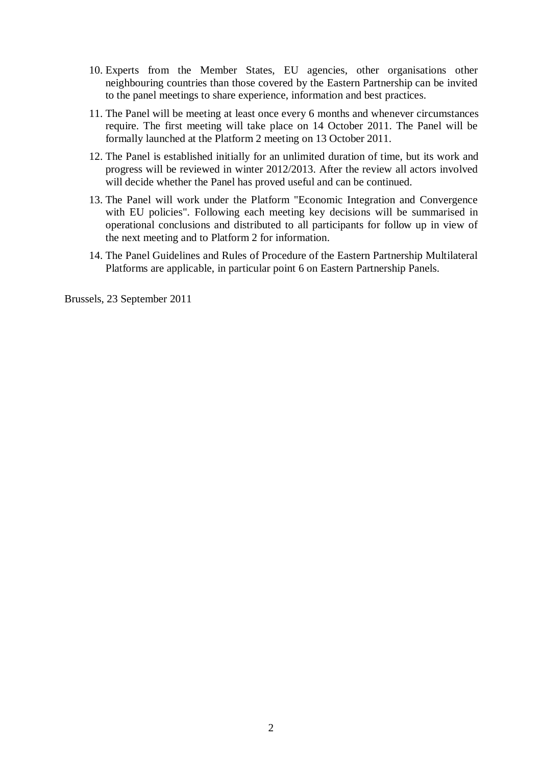10. Experts from the Member States, EU agencies, other organisations other neighbouring countries than those covered by the Eastern Partnership can be invited to the panel meetings to share experience, information and best practices.

11. The Panel will be meeting at least once every 6 months and whenever circumstances require. The first meeting will take place on 14 October 2011. The Panel will be formally launched at the Platform 2 meeting on 13 October 2011.

12. The Panel is established initially for an unlimited duration of time, but its work and progress will be reviewed in winter 2012/2013. After the review all actors involved will decide whether the Panel has proved useful and can be continued.

13. The Panel will work under the Platform "Economic Integration and Convergence with EU policies". Following each meeting key decisions will be summarised in operational conclusions and distributed to all participants for follow up in view of the next meeting and to Platform 2 for information.

14. The Panel Guidelines and Rules of Procedure of the Eastern Partnership Multilateral Platforms are applicable, in particular point 6 on Eastern Partnership Panels.

Brussels, 23 September 2011